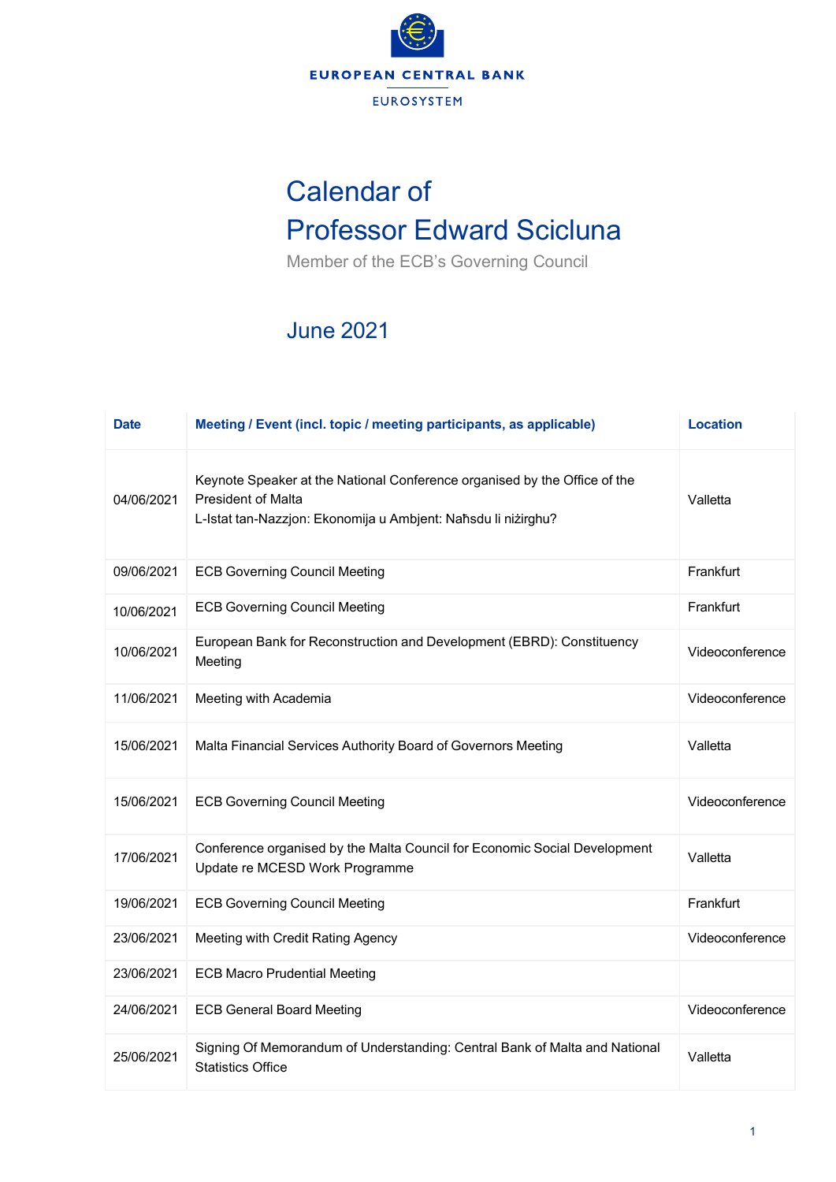EUROPEAN CENTRAL BANK

EUROSYSTEM

# Calendar of Professor Edward Scicluna

Member of the ECB's Governing Council

## June 2021

| Date | Meeting / Event (incl. topic / meeting participants, as applicable) | Location |
|---|---|---|
| 04/06/2021 | Keynote Speaker at the National Conference organised by the Office of the President of Malta<br>L-Istat tan-Nazzjon: Ekonomija u Ambjent: Naħsdu li niżirghu? | Valletta |
| 09/06/2021 | ECB Governing Council Meeting | Frankfurt |
| 10/06/2021 | ECB Governing Council Meeting | Frankfurt |
| 10/06/2021 | European Bank for Reconstruction and Development (EBRD): Constituency Meeting | Videoconference |
| 11/06/2021 | Meeting with Academia | Videoconference |
| 15/06/2021 | Malta Financial Services Authority Board of Governors Meeting | Valletta |
| 15/06/2021 | ECB Governing Council Meeting | Videoconference |
| 17/06/2021 | Conference organised by the Malta Council for Economic Social Development<br>Update re MCESD Work Programme | Valletta |
| 19/06/2021 | ECB Governing Council Meeting | Frankfurt |
| 23/06/2021 | Meeting with Credit Rating Agency | Videoconference |
| 23/06/2021 | ECB Macro Prudential Meeting | |
| 24/06/2021 | ECB General Board Meeting | Videoconference |
| 25/06/2021 | Signing Of Memorandum of Understanding: Central Bank of Malta and National Statistics Office | Valletta |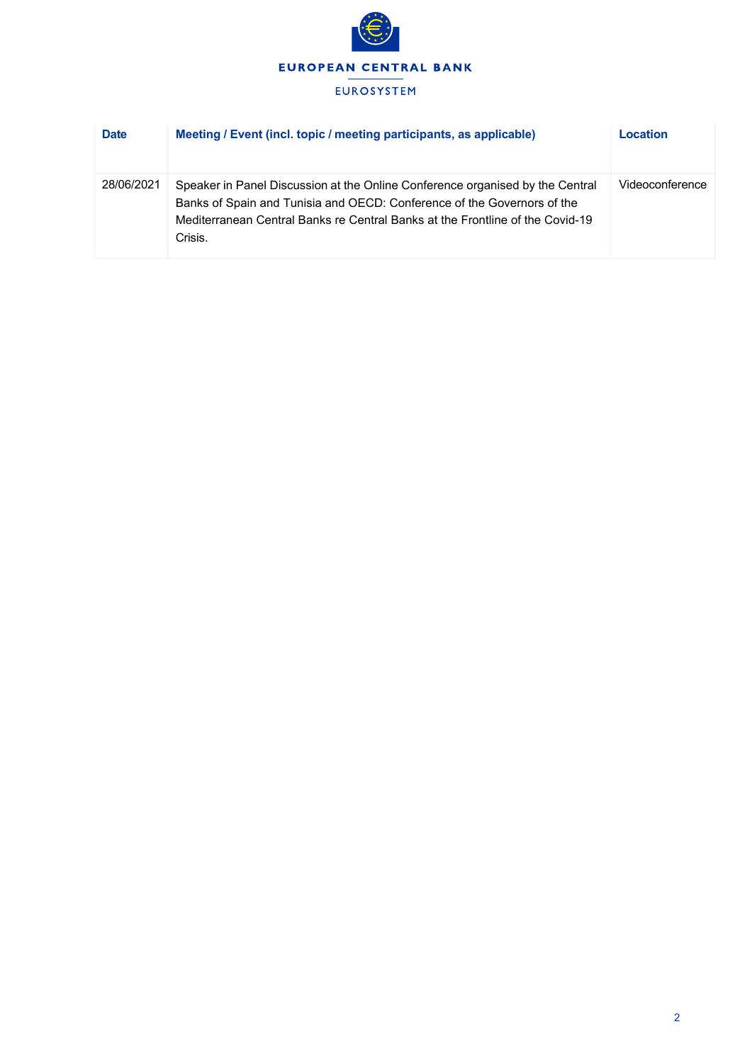| Date | Meeting / Event (incl. topic / meeting participants, as applicable) | Location |
|---|---|---|
| 28/06/2021 | Speaker in Panel Discussion at the Online Conference organised by the Central Banks of Spain and Tunisia and OECD: Conference of the Governors of the Mediterranean Central Banks re Central Banks at the Frontline of the Covid-19 Crisis. | Videoconference |